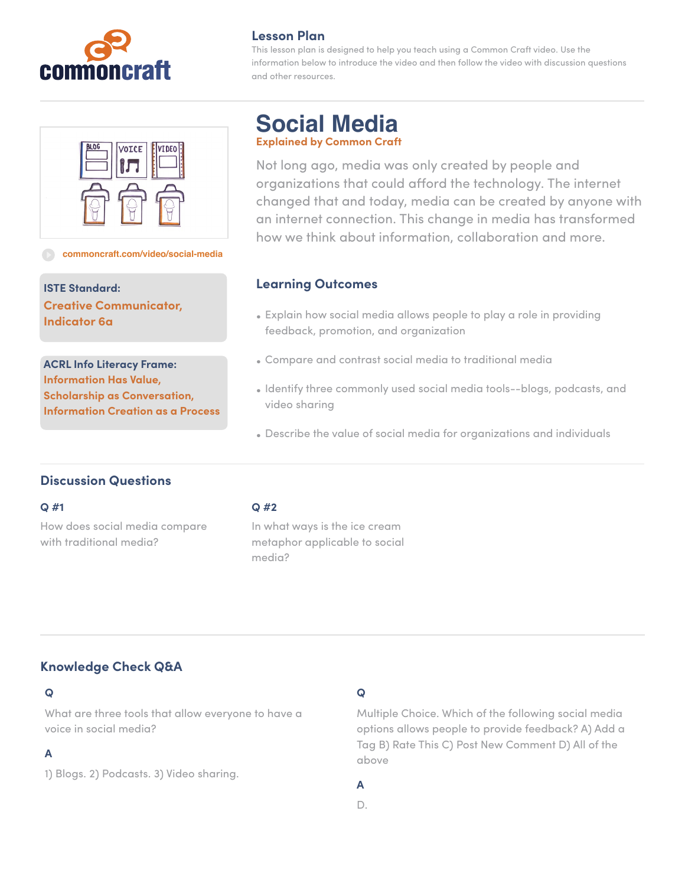commoncraft

## Lesson Plan

This lesson plan is designed to help you teach using a Common Craft video. Use the information below to introduce the video and then follow the video with discussion questions and other resources.

commoncraft.com/video/social-media

**ISTE Standard:**
**Creative Communicator, Indicator 6a**

**ACRL Info Literacy Frame:**
**Information Has Value, Scholarship as Conversation, Information Creation as a Process**

# Social Media

**Explained by Common Craft**

Not long ago, media was only created by people and organizations that could afford the technology. The internet changed that and today, media can be created by anyone with an internet connection. This change in media has transformed how we think about information, collaboration and more.

### Learning Outcomes

- Explain how social media allows people to play a role in providing feedback, promotion, and organization
- Compare and contrast social media to traditional media
- Identify three commonly used social media tools--blogs, podcasts, and video sharing
- Describe the value of social media for organizations and individuals

## Discussion Questions

**Q #1**

How does social media compare with traditional media?

**Q #2**

In what ways is the ice cream metaphor applicable to social media?

## Knowledge Check Q&A

**Q**

What are three tools that allow everyone to have a voice in social media?

**A**

1) Blogs. 2) Podcasts. 3) Video sharing.

**Q**

Multiple Choice. Which of the following social media options allows people to provide feedback? A) Add a Tag B) Rate This C) Post New Comment D) All of the above

**A**

D.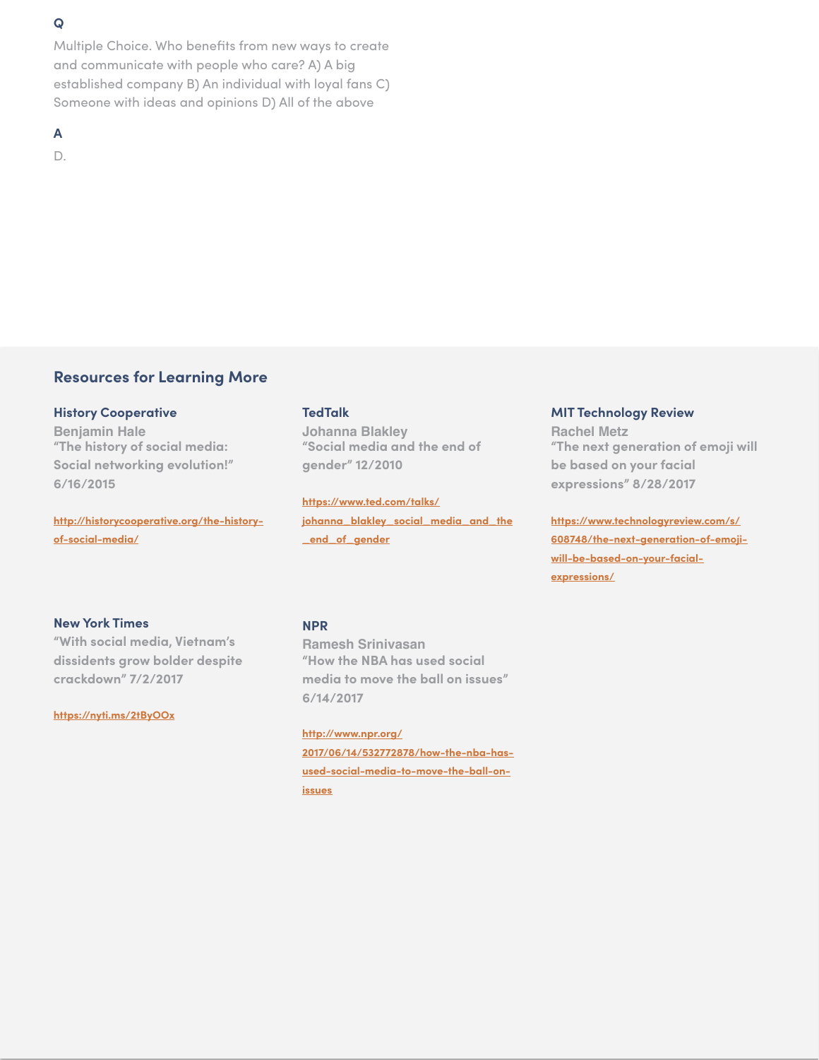**Q**

Multiple Choice. Who benefits from new ways to create and communicate with people who care? A) A big established company B) An individual with loyal fans C) Someone with ideas and opinions D) All of the above

**A**

D.

## Resources for Learning More

**History Cooperative**
Benjamin Hale
"The history of social media: Social networking evolution!" 6/16/2015

http://historycooperative.org/the-history-of-social-media/

**TedTalk**
Johanna Blakley
"Social media and the end of gender" 12/2010

https://www.ted.com/talks/johanna_blakley_social_media_and_the_end_of_gender

**MIT Technology Review**
Rachel Metz
"The next generation of emoji will be based on your facial expressions" 8/28/2017

https://www.technologyreview.com/s/608748/the-next-generation-of-emoji-will-be-based-on-your-facial-expressions/

**New York Times**
"With social media, Vietnam's dissidents grow bolder despite crackdown" 7/2/2017

https://nyti.ms/2tByOOx

**NPR**
Ramesh Srinivasan
"How the NBA has used social media to move the ball on issues" 6/14/2017

http://www.npr.org/2017/06/14/532772878/how-the-nba-has-used-social-media-to-move-the-ball-on-issues